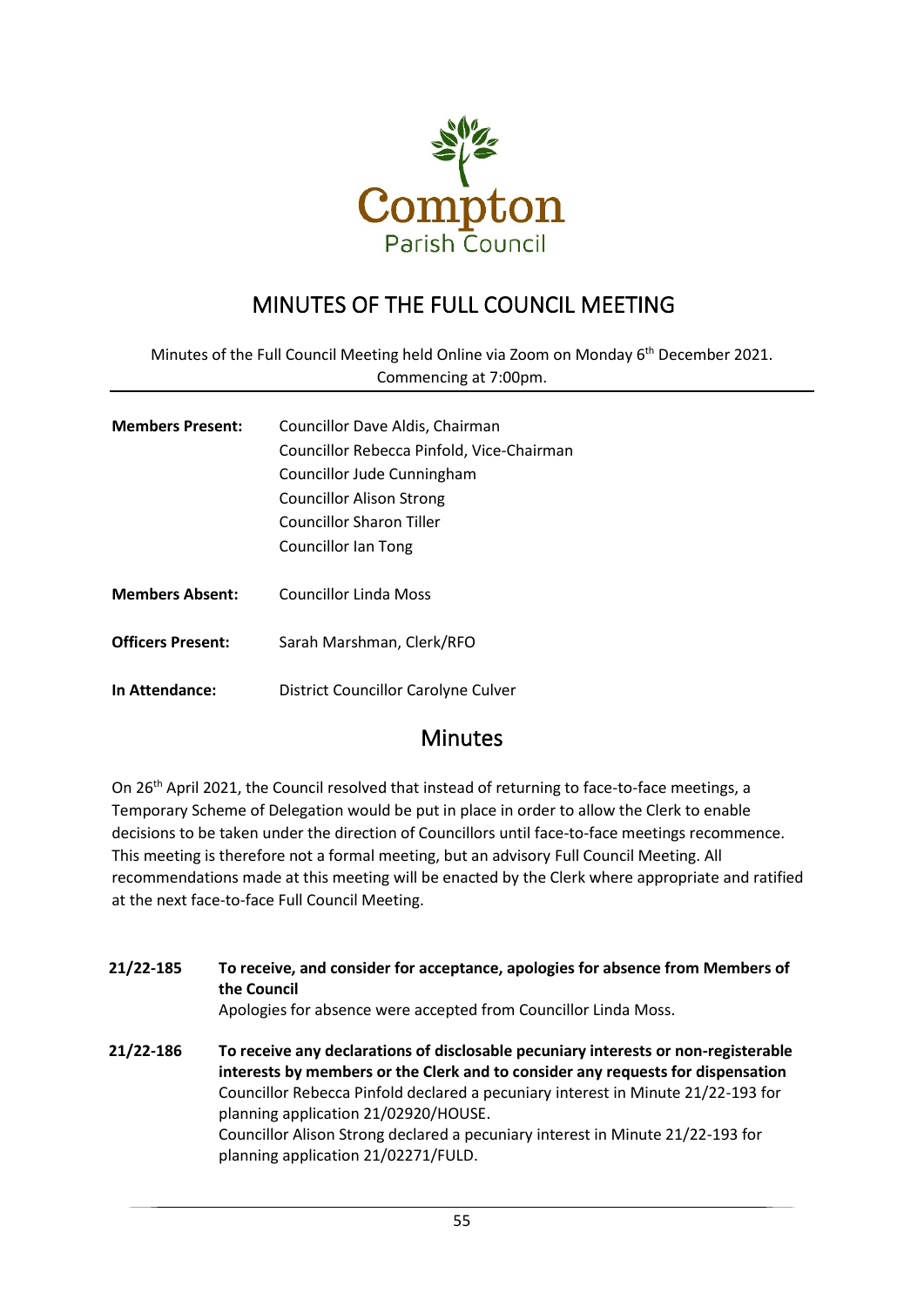Compton
Parish Council

# MINUTES OF THE FULL COUNCIL MEETING

Minutes of the Full Council Meeting held Online via Zoom on Monday 6th December 2021. Commencing at 7:00pm.

---

| | |
|---|---|
| **Members Present:** | Councillor Dave Aldis, Chairman<br>Councillor Rebecca Pinfold, Vice-Chairman<br>Councillor Jude Cunningham<br>Councillor Alison Strong<br>Councillor Sharon Tiller<br>Councillor Ian Tong |
| **Members Absent:** | Councillor Linda Moss |
| **Officers Present:** | Sarah Marshman, Clerk/RFO |
| **In Attendance:** | District Councillor Carolyne Culver |

## Minutes

On 26th April 2021, the Council resolved that instead of returning to face-to-face meetings, a Temporary Scheme of Delegation would be put in place in order to allow the Clerk to enable decisions to be taken under the direction of Councillors until face-to-face meetings recommence. This meeting is therefore not a formal meeting, but an advisory Full Council Meeting. All recommendations made at this meeting will be enacted by the Clerk where appropriate and ratified at the next face-to-face Full Council Meeting.

**21/22-185 To receive, and consider for acceptance, apologies for absence from Members of the Council**

Apologies for absence were accepted from Councillor Linda Moss.

**21/22-186 To receive any declarations of disclosable pecuniary interests or non-registerable interests by members or the Clerk and to consider any requests for dispensation**

Councillor Rebecca Pinfold declared a pecuniary interest in Minute 21/22-193 for planning application 21/02920/HOUSE.
Councillor Alison Strong declared a pecuniary interest in Minute 21/22-193 for planning application 21/02271/FULD.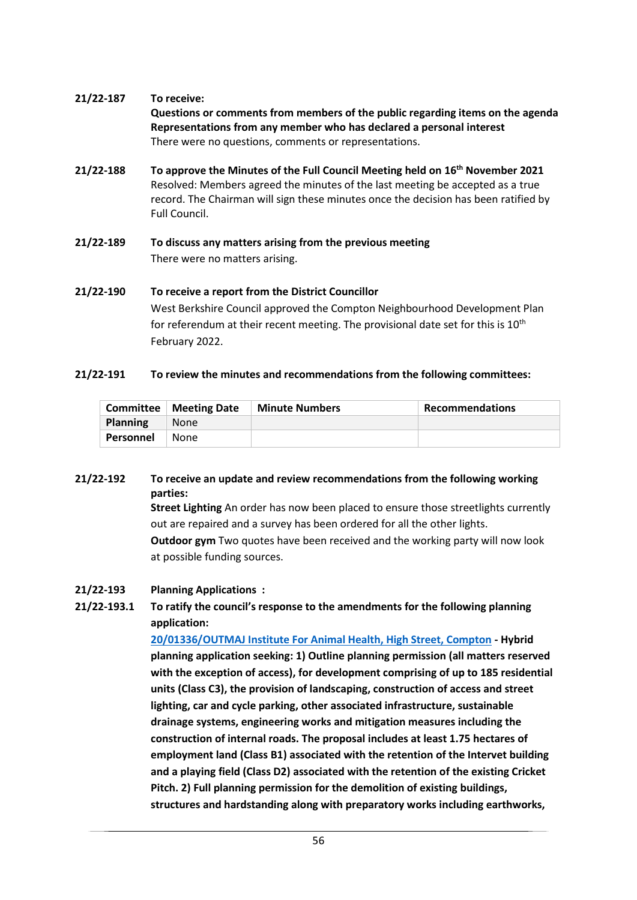**21/22-187 To receive:**
**Questions or comments from members of the public regarding items on the agenda**
**Representations from any member who has declared a personal interest**
There were no questions, comments or representations.

**21/22-188 To approve the Minutes of the Full Council Meeting held on 16th November 2021**
Resolved: Members agreed the minutes of the last meeting be accepted as a true record. The Chairman will sign these minutes once the decision has been ratified by Full Council.

**21/22-189 To discuss any matters arising from the previous meeting**
There were no matters arising.

**21/22-190 To receive a report from the District Councillor**
West Berkshire Council approved the Compton Neighbourhood Development Plan for referendum at their recent meeting. The provisional date set for this is 10th February 2022.

**21/22-191 To review the minutes and recommendations from the following committees:**

| Committee | Meeting Date | Minute Numbers | Recommendations |
|---|---|---|---|
| **Planning** | None | | |
| **Personnel** | None | | |

**21/22-192 To receive an update and review recommendations from the following working parties:**
**Street Lighting** An order has now been placed to ensure those streetlights currently out are repaired and a survey has been ordered for all the other lights.
**Outdoor gym** Two quotes have been received and the working party will now look at possible funding sources.

**21/22-193 Planning Applications :**

**21/22-193.1 To ratify the council's response to the amendments for the following planning application:**
**[20/01336/OUTMAJ Institute For Animal Health, High Street, Compton]() - Hybrid planning application seeking: 1) Outline planning permission (all matters reserved with the exception of access), for development comprising of up to 185 residential units (Class C3), the provision of landscaping, construction of access and street lighting, car and cycle parking, other associated infrastructure, sustainable drainage systems, engineering works and mitigation measures including the construction of internal roads. The proposal includes at least 1.75 hectares of employment land (Class B1) associated with the retention of the Intervet building and a playing field (Class D2) associated with the retention of the existing Cricket Pitch. 2) Full planning permission for the demolition of existing buildings, structures and hardstanding along with preparatory works including earthworks,**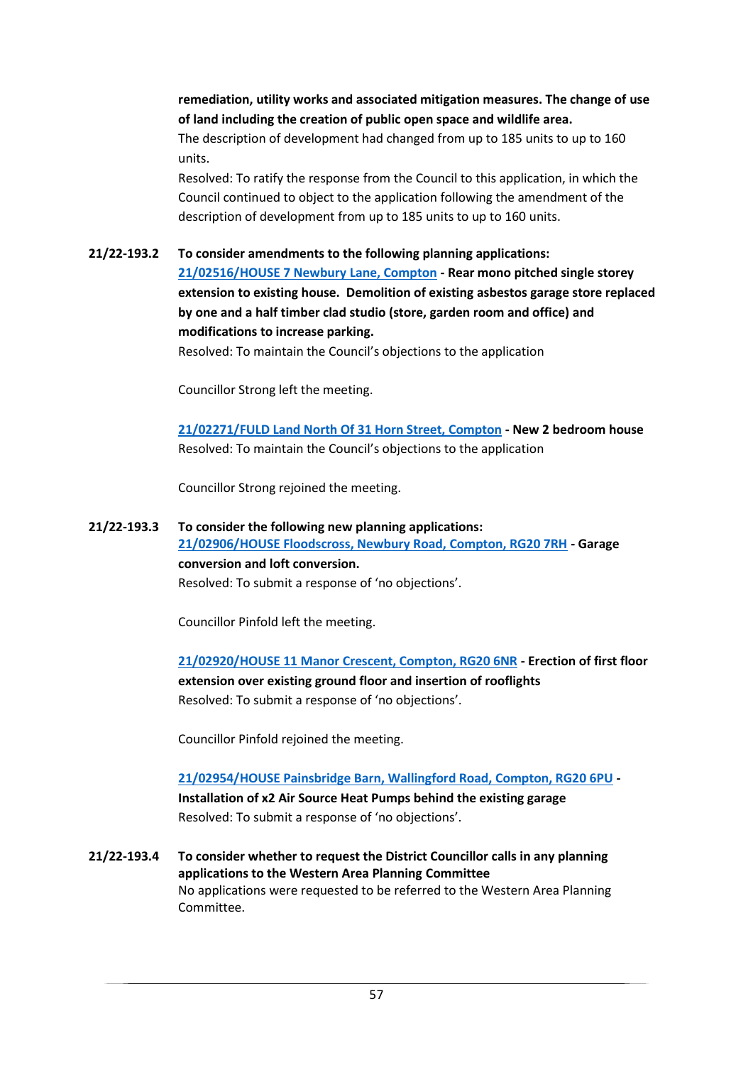**remediation, utility works and associated mitigation measures. The change of use of land including the creation of public open space and wildlife area.**

The description of development had changed from up to 185 units to up to 160 units.

Resolved: To ratify the response from the Council to this application, in which the Council continued to object to the application following the amendment of the description of development from up to 185 units to up to 160 units.

**21/22-193.2 To consider amendments to the following planning applications:**

[21/02516/HOUSE 7 Newbury Lane, Compton]() **- Rear mono pitched single storey extension to existing house. Demolition of existing asbestos garage store replaced by one and a half timber clad studio (store, garden room and office) and modifications to increase parking.**

Resolved: To maintain the Council's objections to the application

Councillor Strong left the meeting.

[21/02271/FULD Land North Of 31 Horn Street, Compton]() **- New 2 bedroom house**

Resolved: To maintain the Council's objections to the application

Councillor Strong rejoined the meeting.

**21/22-193.3 To consider the following new planning applications:**

[21/02906/HOUSE Floodscross, Newbury Road, Compton, RG20 7RH]() **- Garage conversion and loft conversion.**

Resolved: To submit a response of 'no objections'.

Councillor Pinfold left the meeting.

[21/02920/HOUSE 11 Manor Crescent, Compton, RG20 6NR]() **- Erection of first floor extension over existing ground floor and insertion of rooflights**

Resolved: To submit a response of 'no objections'.

Councillor Pinfold rejoined the meeting.

[21/02954/HOUSE Painsbridge Barn, Wallingford Road, Compton, RG20 6PU]() **- Installation of x2 Air Source Heat Pumps behind the existing garage**

Resolved: To submit a response of 'no objections'.

**21/22-193.4 To consider whether to request the District Councillor calls in any planning applications to the Western Area Planning Committee**

No applications were requested to be referred to the Western Area Planning Committee.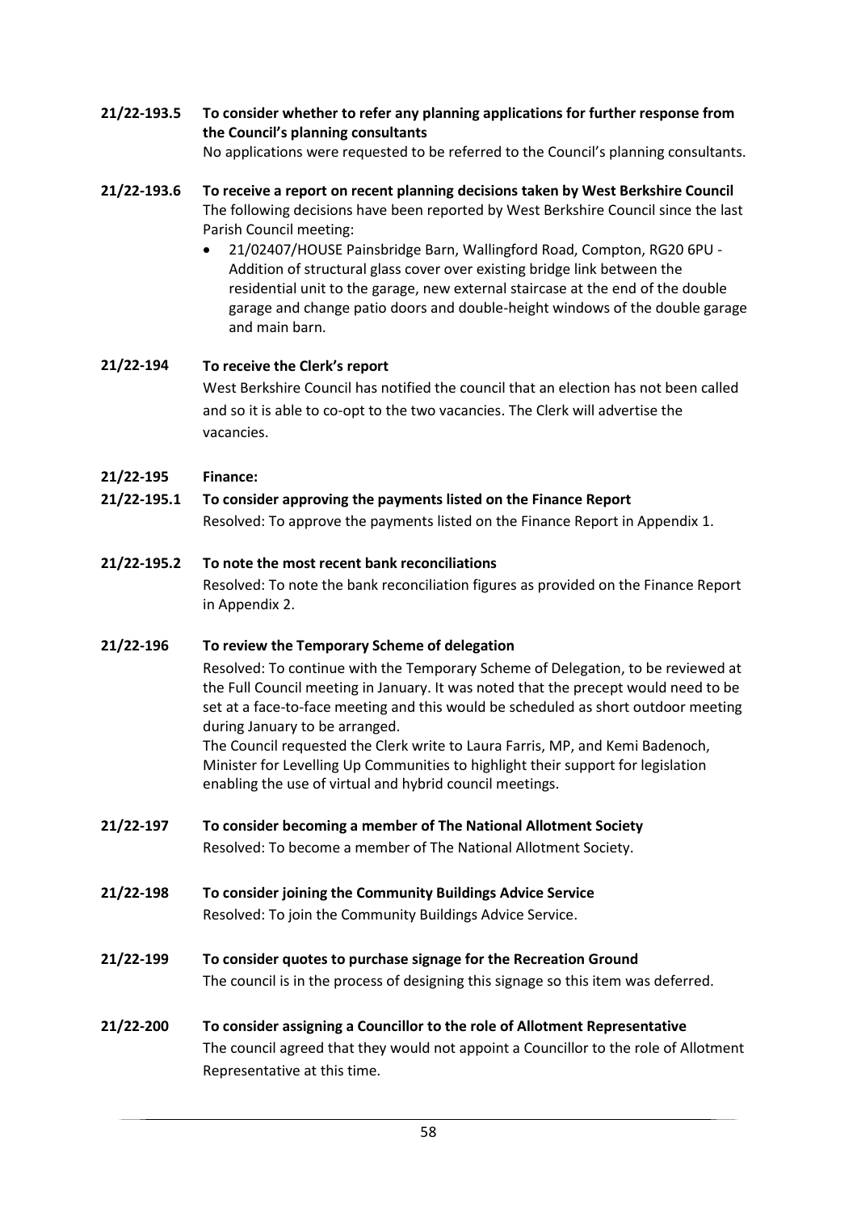**21/22-193.5 To consider whether to refer any planning applications for further response from the Council's planning consultants**

No applications were requested to be referred to the Council's planning consultants.

**21/22-193.6 To receive a report on recent planning decisions taken by West Berkshire Council**

The following decisions have been reported by West Berkshire Council since the last Parish Council meeting:

- 21/02407/HOUSE Painsbridge Barn, Wallingford Road, Compton, RG20 6PU - Addition of structural glass cover over existing bridge link between the residential unit to the garage, new external staircase at the end of the double garage and change patio doors and double-height windows of the double garage and main barn.

**21/22-194 To receive the Clerk's report**

West Berkshire Council has notified the council that an election has not been called and so it is able to co-opt to the two vacancies. The Clerk will advertise the vacancies.

**21/22-195 Finance:**

**21/22-195.1 To consider approving the payments listed on the Finance Report**

Resolved: To approve the payments listed on the Finance Report in Appendix 1.

**21/22-195.2 To note the most recent bank reconciliations**

Resolved: To note the bank reconciliation figures as provided on the Finance Report in Appendix 2.

**21/22-196 To review the Temporary Scheme of delegation**

Resolved: To continue with the Temporary Scheme of Delegation, to be reviewed at the Full Council meeting in January. It was noted that the precept would need to be set at a face-to-face meeting and this would be scheduled as short outdoor meeting during January to be arranged.

The Council requested the Clerk write to Laura Farris, MP, and Kemi Badenoch, Minister for Levelling Up Communities to highlight their support for legislation enabling the use of virtual and hybrid council meetings.

**21/22-197 To consider becoming a member of The National Allotment Society**

Resolved: To become a member of The National Allotment Society.

**21/22-198 To consider joining the Community Buildings Advice Service**

Resolved: To join the Community Buildings Advice Service.

**21/22-199 To consider quotes to purchase signage for the Recreation Ground**

The council is in the process of designing this signage so this item was deferred.

**21/22-200 To consider assigning a Councillor to the role of Allotment Representative**

The council agreed that they would not appoint a Councillor to the role of Allotment Representative at this time.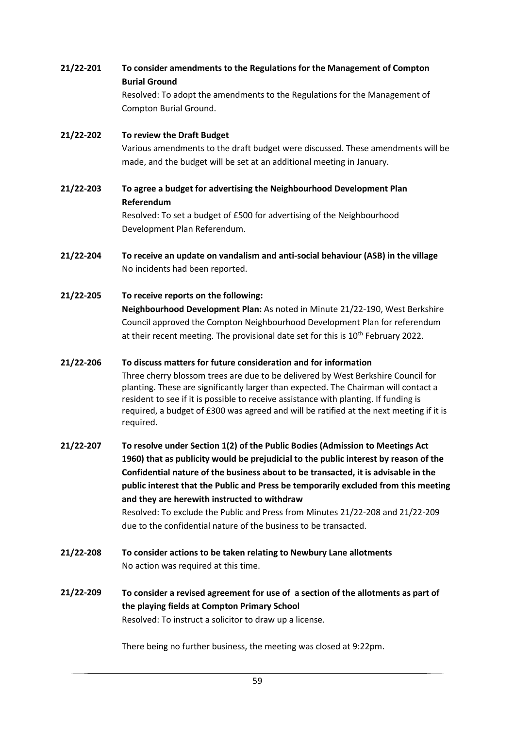**21/22-201 To consider amendments to the Regulations for the Management of Compton Burial Ground**

Resolved: To adopt the amendments to the Regulations for the Management of Compton Burial Ground.

**21/22-202 To review the Draft Budget**

Various amendments to the draft budget were discussed. These amendments will be made, and the budget will be set at an additional meeting in January.

**21/22-203 To agree a budget for advertising the Neighbourhood Development Plan Referendum**

Resolved: To set a budget of £500 for advertising of the Neighbourhood Development Plan Referendum.

**21/22-204 To receive an update on vandalism and anti-social behaviour (ASB) in the village**

No incidents had been reported.

**21/22-205 To receive reports on the following:**

**Neighbourhood Development Plan:** As noted in Minute 21/22-190, West Berkshire Council approved the Compton Neighbourhood Development Plan for referendum at their recent meeting. The provisional date set for this is 10th February 2022.

**21/22-206 To discuss matters for future consideration and for information**

Three cherry blossom trees are due to be delivered by West Berkshire Council for planting. These are significantly larger than expected. The Chairman will contact a resident to see if it is possible to receive assistance with planting. If funding is required, a budget of £300 was agreed and will be ratified at the next meeting if it is required.

**21/22-207 To resolve under Section 1(2) of the Public Bodies (Admission to Meetings Act 1960) that as publicity would be prejudicial to the public interest by reason of the Confidential nature of the business about to be transacted, it is advisable in the public interest that the Public and Press be temporarily excluded from this meeting and they are herewith instructed to withdraw**

Resolved: To exclude the Public and Press from Minutes 21/22-208 and 21/22-209 due to the confidential nature of the business to be transacted.

**21/22-208 To consider actions to be taken relating to Newbury Lane allotments**

No action was required at this time.

**21/22-209 To consider a revised agreement for use of a section of the allotments as part of the playing fields at Compton Primary School**

Resolved: To instruct a solicitor to draw up a license.

There being no further business, the meeting was closed at 9:22pm.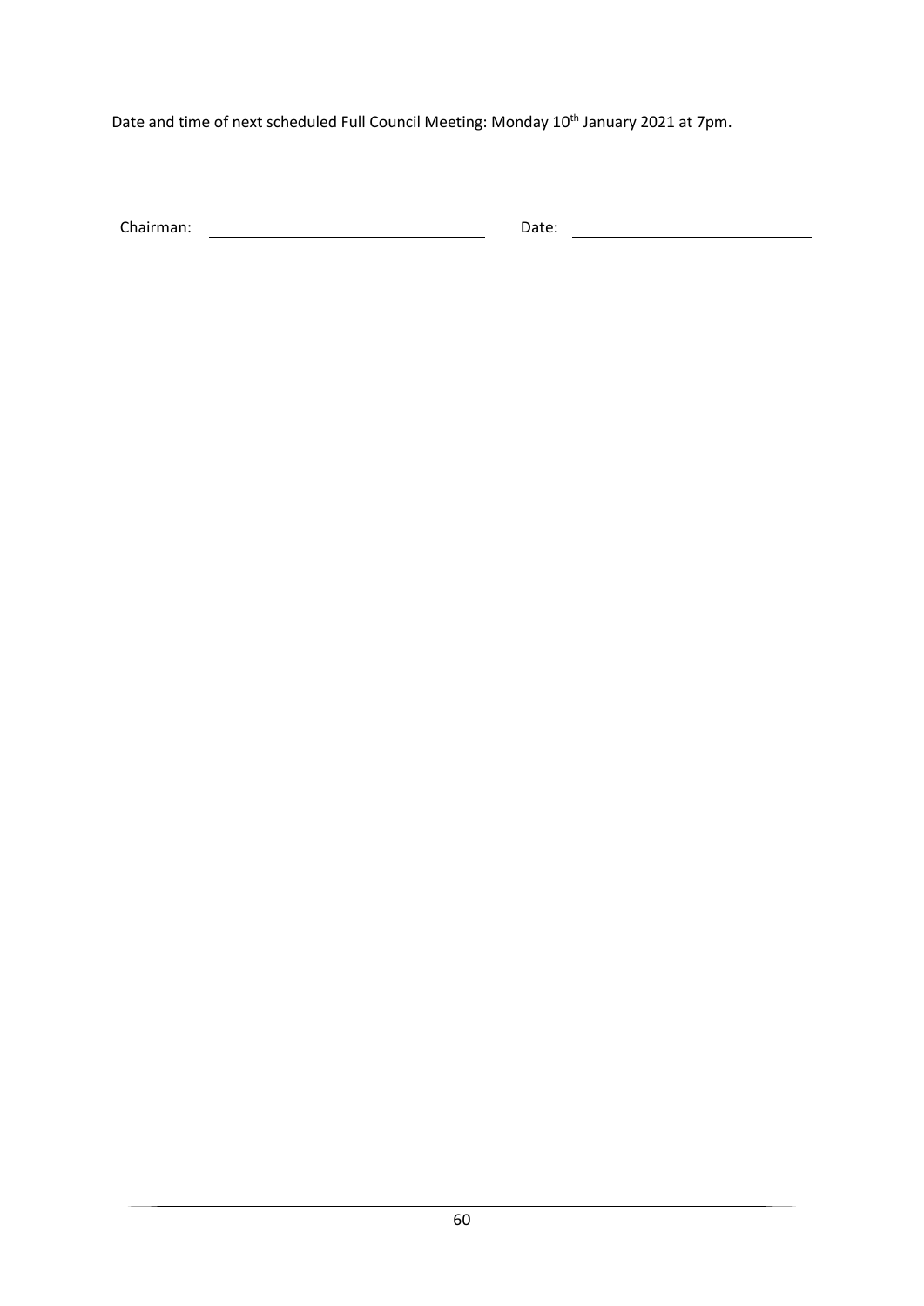Date and time of next scheduled Full Council Meeting: Monday 10th January 2021 at 7pm.

Chairman: \_\_\_\_\_\_\_\_\_\_\_\_\_\_\_\_\_\_\_\_\_\_\_\_\_\_\_\_\_\_ Date: \_\_\_\_\_\_\_\_\_\_\_\_\_\_\_\_\_\_\_\_\_\_\_\_\_\_\_\_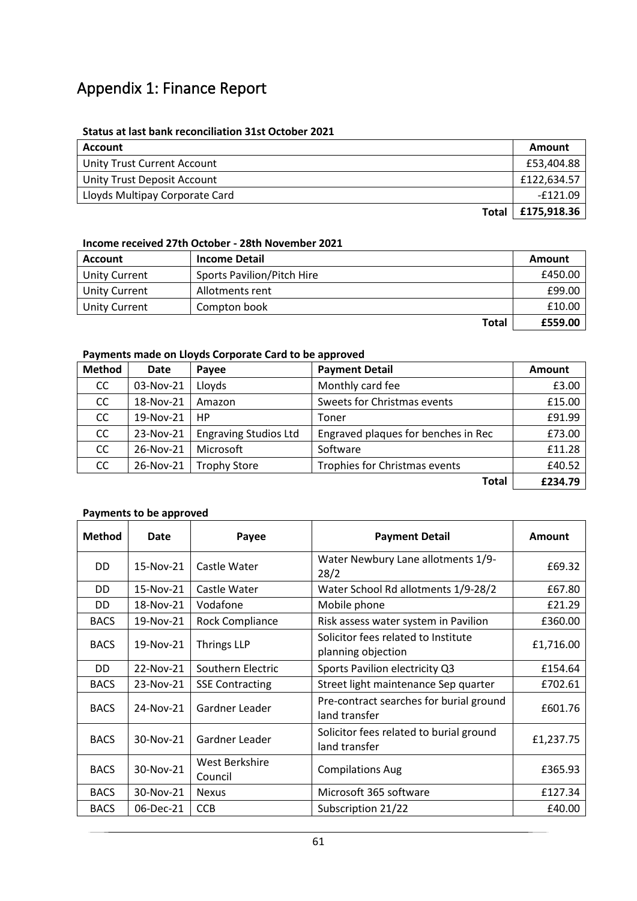# Appendix 1: Finance Report

**Status at last bank reconciliation 31st October 2021**

| Account | Amount |
|---|---|
| Unity Trust Current Account | £53,404.88 |
| Unity Trust Deposit Account | £122,634.57 |
| Lloyds Multipay Corporate Card | -£121.09 |
| **Total** | **£175,918.36** |

**Income received 27th October - 28th November 2021**

| Account | Income Detail | Amount |
|---|---|---|
| Unity Current | Sports Pavilion/Pitch Hire | £450.00 |
| Unity Current | Allotments rent | £99.00 |
| Unity Current | Compton book | £10.00 |
| | **Total** | **£559.00** |

**Payments made on Lloyds Corporate Card to be approved**

| Method | Date | Payee | Payment Detail | Amount |
|---|---|---|---|---|
| CC | 03-Nov-21 | Lloyds | Monthly card fee | £3.00 |
| CC | 18-Nov-21 | Amazon | Sweets for Christmas events | £15.00 |
| CC | 19-Nov-21 | HP | Toner | £91.99 |
| CC | 23-Nov-21 | Engraving Studios Ltd | Engraved plaques for benches in Rec | £73.00 |
| CC | 26-Nov-21 | Microsoft | Software | £11.28 |
| CC | 26-Nov-21 | Trophy Store | Trophies for Christmas events | £40.52 |
| | | | **Total** | **£234.79** |

**Payments to be approved**

| Method | Date | Payee | Payment Detail | Amount |
|---|---|---|---|---|
| DD | 15-Nov-21 | Castle Water | Water Newbury Lane allotments 1/9-28/2 | £69.32 |
| DD | 15-Nov-21 | Castle Water | Water School Rd allotments 1/9-28/2 | £67.80 |
| DD | 18-Nov-21 | Vodafone | Mobile phone | £21.29 |
| BACS | 19-Nov-21 | Rock Compliance | Risk assess water system in Pavilion | £360.00 |
| BACS | 19-Nov-21 | Thrings LLP | Solicitor fees related to Institute planning objection | £1,716.00 |
| DD | 22-Nov-21 | Southern Electric | Sports Pavilion electricity Q3 | £154.64 |
| BACS | 23-Nov-21 | SSE Contracting | Street light maintenance Sep quarter | £702.61 |
| BACS | 24-Nov-21 | Gardner Leader | Pre-contract searches for burial ground land transfer | £601.76 |
| BACS | 30-Nov-21 | Gardner Leader | Solicitor fees related to burial ground land transfer | £1,237.75 |
| BACS | 30-Nov-21 | West Berkshire Council | Compilations Aug | £365.93 |
| BACS | 30-Nov-21 | Nexus | Microsoft 365 software | £127.34 |
| BACS | 06-Dec-21 | CCB | Subscription 21/22 | £40.00 |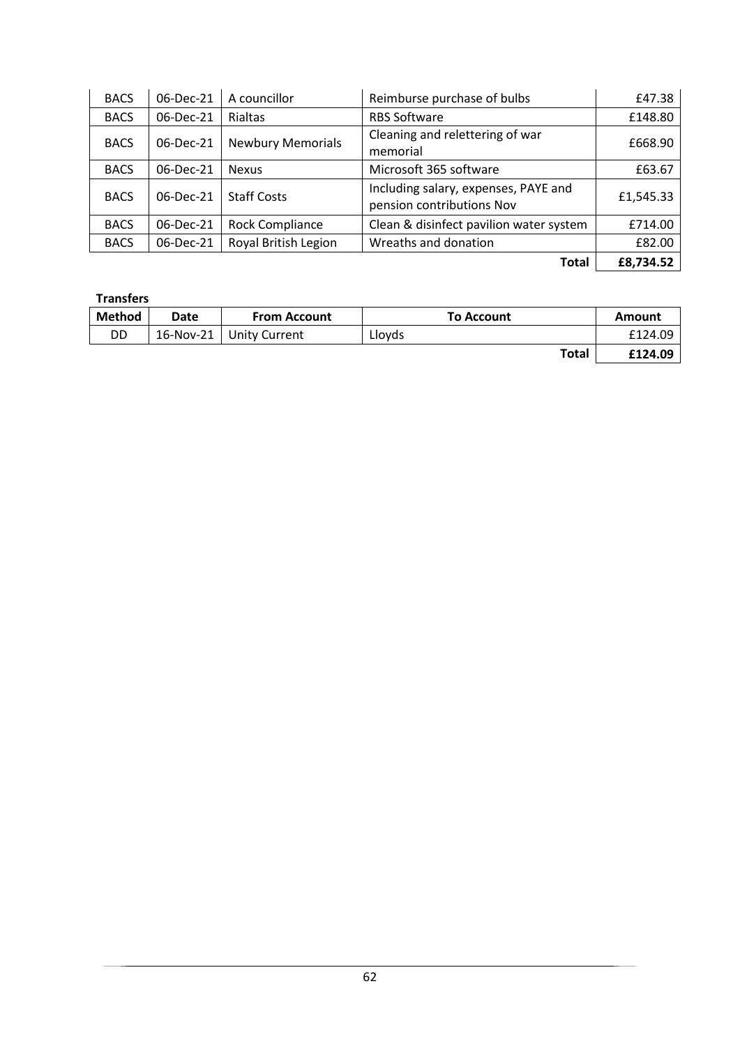| | | | | |
|---|---|---|---|---|
| BACS | 06-Dec-21 | A councillor | Reimburse purchase of bulbs | £47.38 |
| BACS | 06-Dec-21 | Rialtas | RBS Software | £148.80 |
| BACS | 06-Dec-21 | Newbury Memorials | Cleaning and relettering of war memorial | £668.90 |
| BACS | 06-Dec-21 | Nexus | Microsoft 365 software | £63.67 |
| BACS | 06-Dec-21 | Staff Costs | Including salary, expenses, PAYE and pension contributions Nov | £1,545.33 |
| BACS | 06-Dec-21 | Rock Compliance | Clean & disinfect pavilion water system | £714.00 |
| BACS | 06-Dec-21 | Royal British Legion | Wreaths and donation | £82.00 |
| | | | **Total** | **£8,734.52** |

**Transfers**

| Method | Date | From Account | To Account | Amount |
|---|---|---|---|---|
| DD | 16-Nov-21 | Unity Current | Lloyds | £124.09 |
| | | | **Total** | **£124.09** |